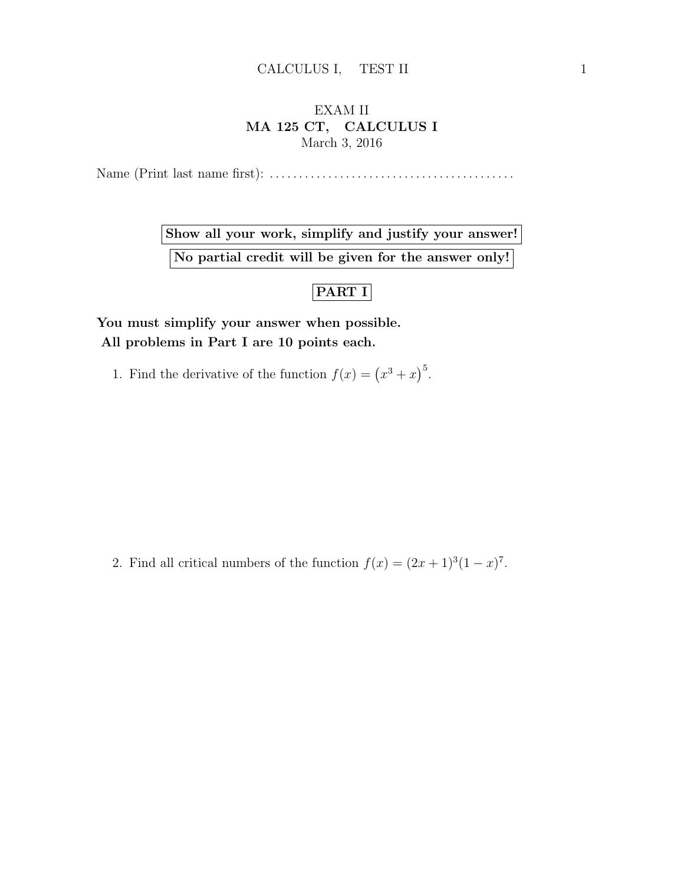# EXAM II

## MA 125 CT, CALCULUS I

March 3, 2016

Name (Print last name first): ..........................................

**Show all your work, simplify and justify your answer!**

**No partial credit will be given for the answer only!**

## PART I

**You must simplify your answer when possible.**
**All problems in Part I are 10 points each.**

1. Find the derivative of the function $f(x) = \left(x^3 + x\right)^5$.

2. Find all critical numbers of the function $f(x) = (2x + 1)^3(1 - x)^7$.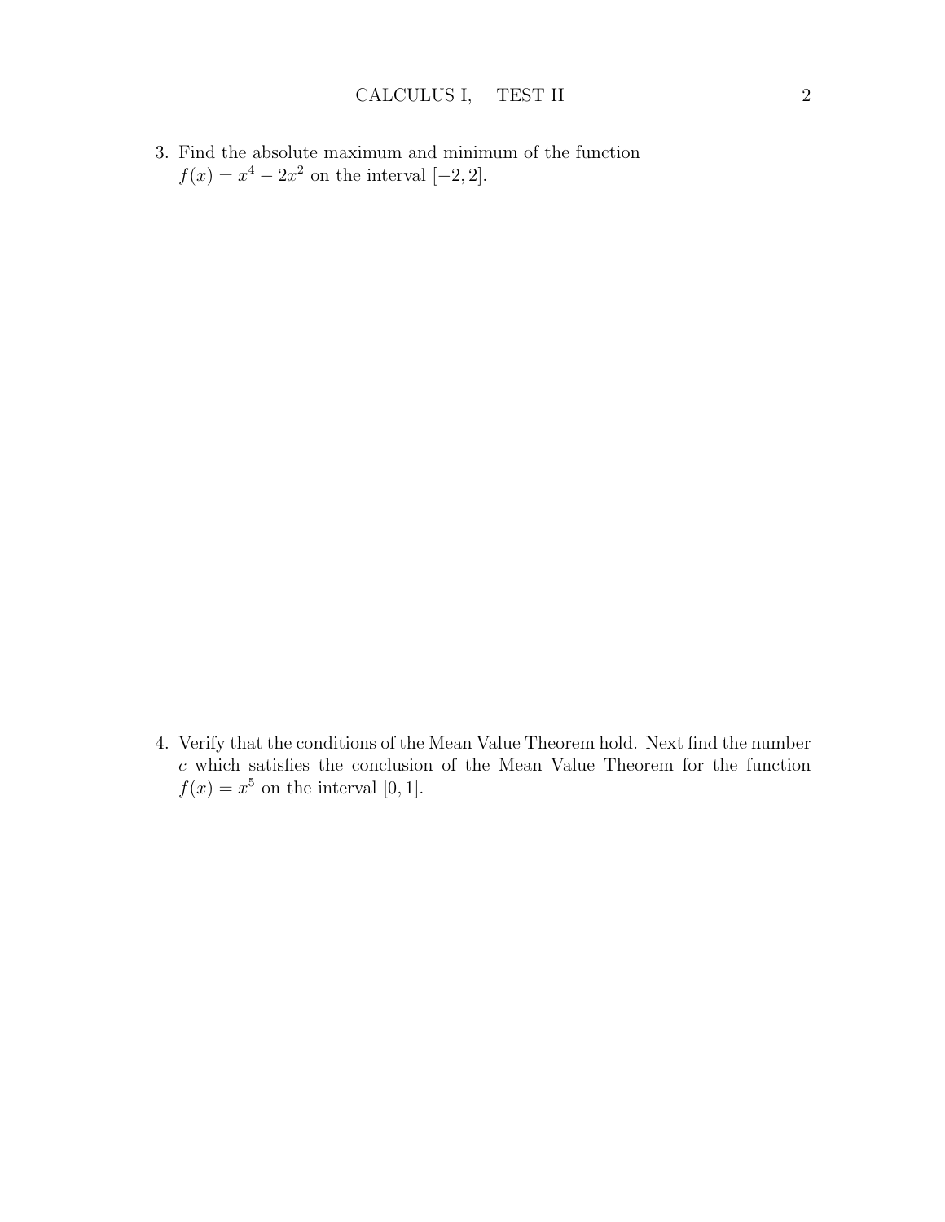3. Find the absolute maximum and minimum of the function $f(x) = x^4 - 2x^2$ on the interval $[-2, 2]$.

4. Verify that the conditions of the Mean Value Theorem hold. Next find the number $c$ which satisfies the conclusion of the Mean Value Theorem for the function $f(x) = x^5$ on the interval $[0, 1]$.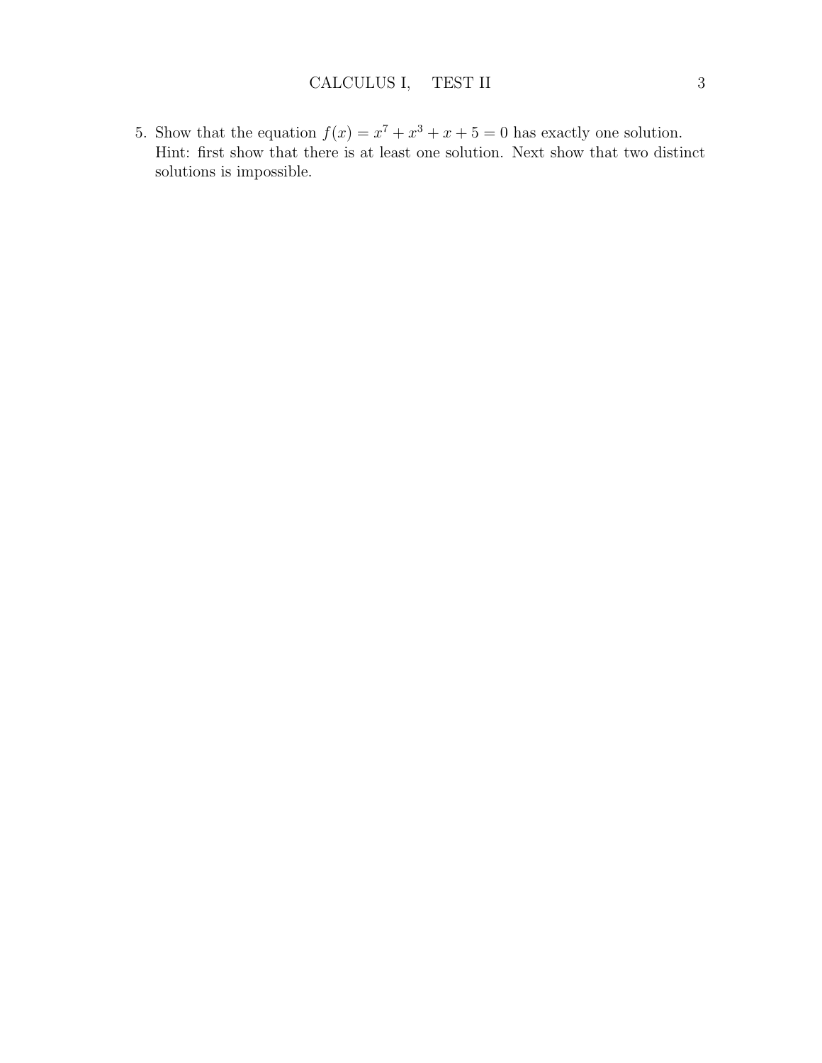5. Show that the equation $f(x) = x^7 + x^3 + x + 5 = 0$ has exactly one solution. Hint: first show that there is at least one solution. Next show that two distinct solutions is impossible.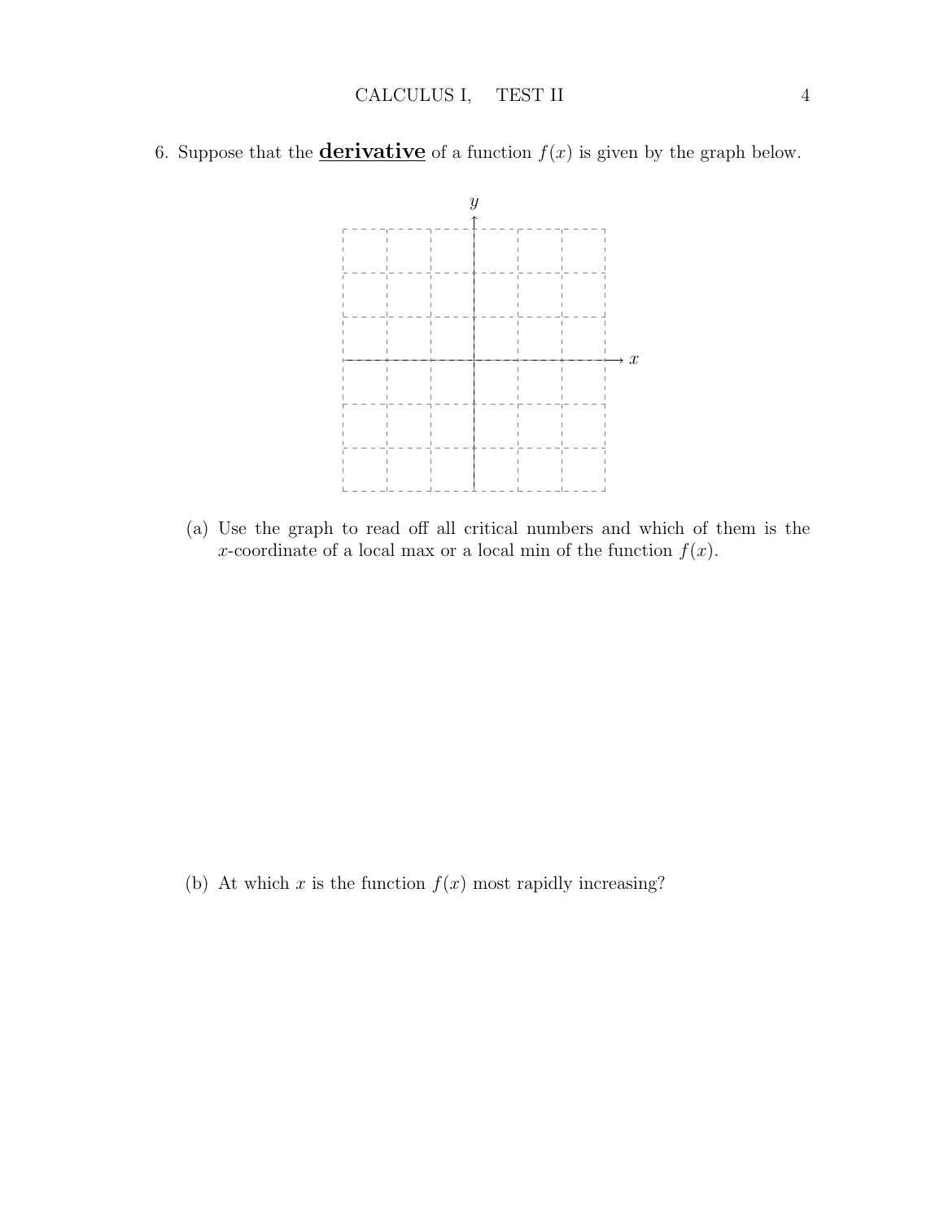6. Suppose that the **derivative** of a function $f(x)$ is given by the graph below.

(a) Use the graph to read off all critical numbers and which of them is the $x$-coordinate of a local max or a local min of the function $f(x)$.

(b) At which $x$ is the function $f(x)$ most rapidly increasing?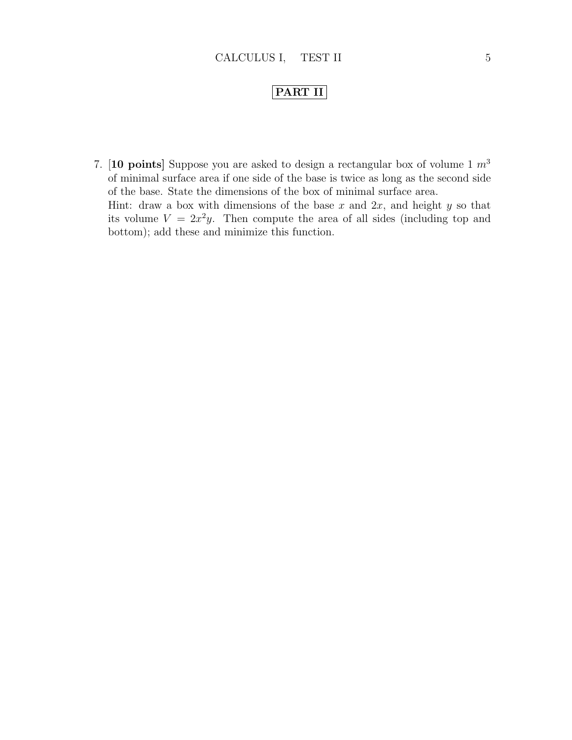**PART II**

7. [**10 points**] Suppose you are asked to design a rectangular box of volume 1 $m^3$ of minimal surface area if one side of the base is twice as long as the second side of the base. State the dimensions of the box of minimal surface area.
   Hint: draw a box with dimensions of the base $x$ and $2x$, and height $y$ so that its volume $V = 2x^2y$. Then compute the area of all sides (including top and bottom); add these and minimize this function.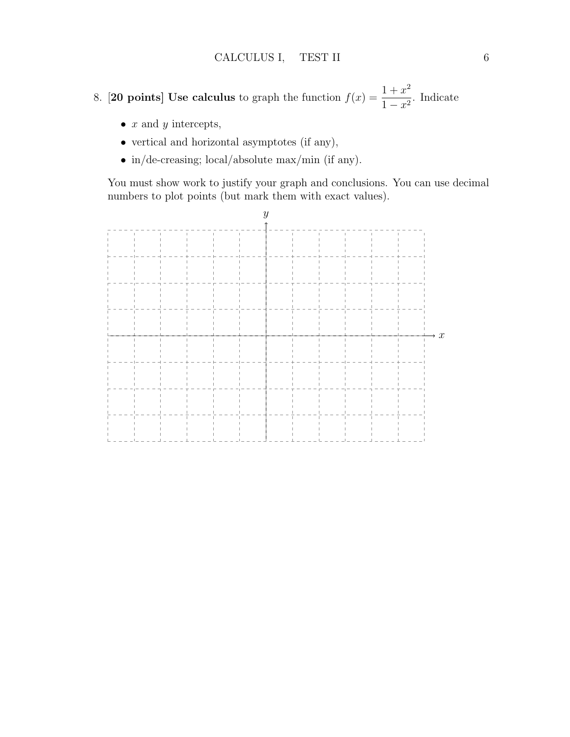8. **[20 points] Use calculus** to graph the function $f(x) = \dfrac{1+x^2}{1-x^2}$. Indicate

- $x$ and $y$ intercepts,
- vertical and horizontal asymptotes (if any),
- in/de-creasing; local/absolute max/min (if any).

You must show work to justify your graph and conclusions. You can use decimal numbers to plot points (but mark them with exact values).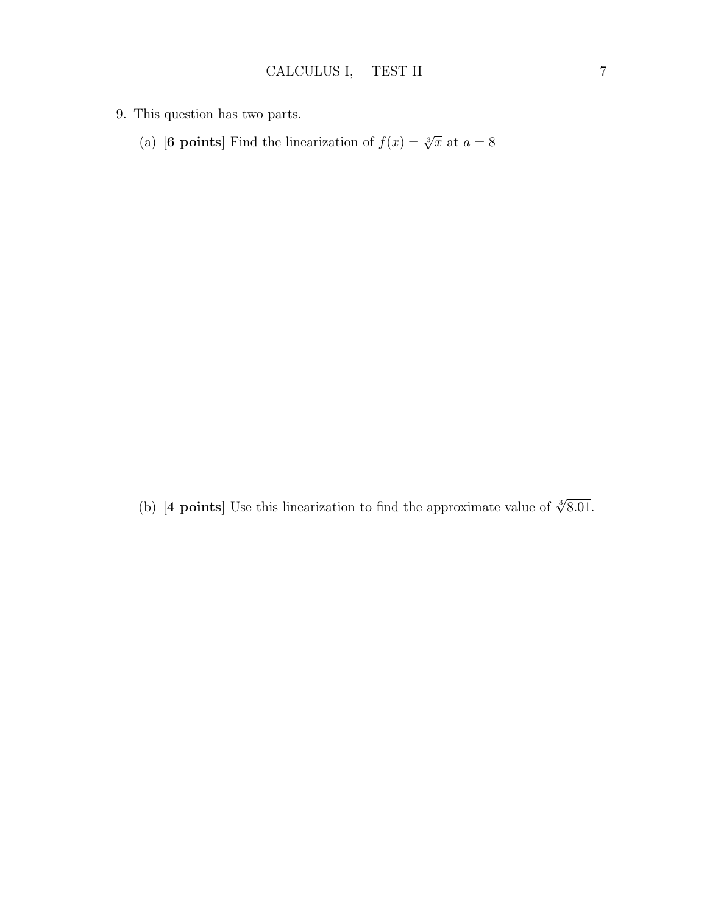9. This question has two parts.

   (a) [**6 points**] Find the linearization of $f(x) = \sqrt[3]{x}$ at $a = 8$

   (b) [**4 points**] Use this linearization to find the approximate value of $\sqrt[3]{8.01}$.